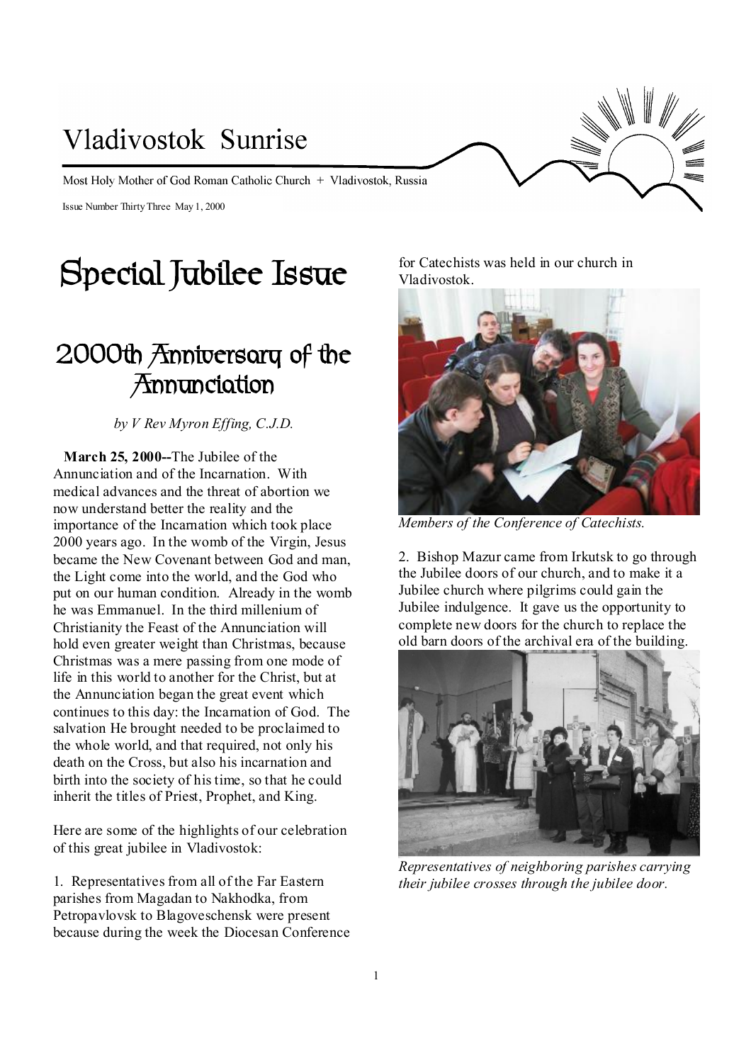# Vladivostok Sunrise

Most Holy Mother of God Roman Catholic Church + Vladivostok, Russia

Issue Number Thirty Three May 1, 2000

# Special Jubilee Issue

## 2000th Anniversary of the Annunciation

*by V Rev Myron Effing, C.J.D.*

**March 25, 2000--**The Jubilee of the Annunciation and of the Incarnation. With medical advances and the threat of abortion we now understand better the reality and the importance of the Incarnation which took place 2000 years ago. In the womb of the Virgin, Jesus became the New Covenant between God and man, the Light come into the world, and the God who put on our human condition. Already in the womb he was Emmanuel. In the third millenium of Christianity the Feast of the Annunciation will hold even greater weight than Christmas, because Christmas was a mere passing from one mode of life in this world to another for the Christ, but at the Annunciation began the great event which continues to this day: the Incarnation of God. The salvation He brought needed to be proclaimed to the whole world, and that required, not only his death on the Cross, but also his incarnation and birth into the society of his time, so that he could inherit the titles of Priest, Prophet, and King.

Here are some of the highlights of our celebration of this great jubilee in Vladivostok:

1. Representatives from all of the Far Eastern parishes from Magadan to Nakhodka, from Petropavlovsk to Blagoveschensk were present because during the week the Diocesan Conference for Catechists was held in our church in Vladivostok.

*Members of the Conference of Catechists.*

2. Bishop Mazur came from Irkutsk to go through the Jubilee doors of our church, and to make it a Jubilee church where pilgrims could gain the Jubilee indulgence. It gave us the opportunity to complete new doors for the church to replace the old barn doors of the archival era of the building.

*Representatives of neighboring parishes carrying their jubilee crosses through the jubilee door.*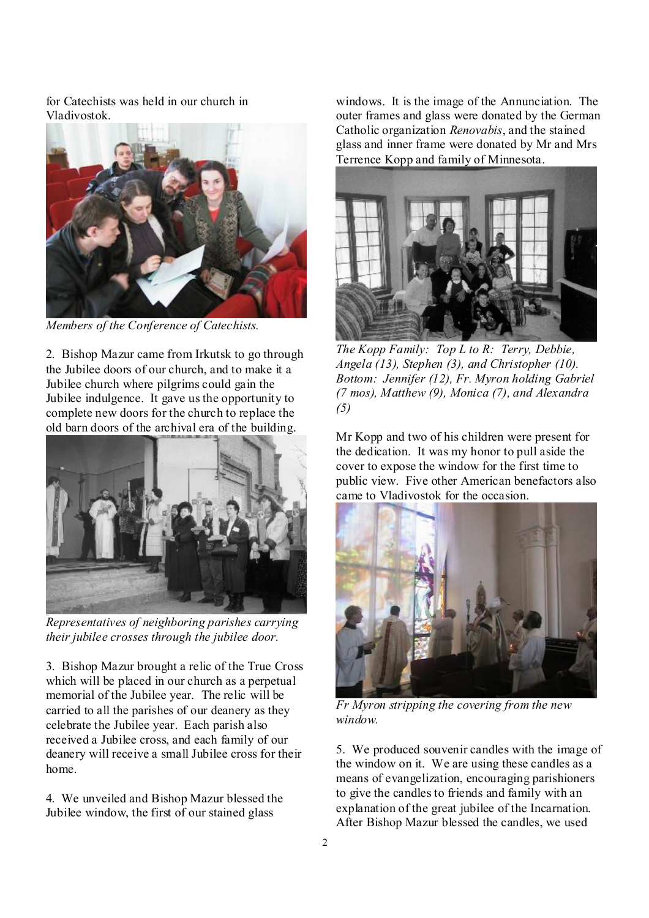for Catechists was held in our church in Vladivostok.

*Members of the Conference of Catechists.*

2. Bishop Mazur came from Irkutsk to go through the Jubilee doors of our church, and to make it a Jubilee church where pilgrims could gain the Jubilee indulgence. It gave us the opportunity to complete new doors for the church to replace the old barn doors of the archival era of the building.

*Representatives of neighboring parishes carrying their jubilee crosses through the jubilee door.*

3. Bishop Mazur brought a relic of the True Cross which will be placed in our church as a perpetual memorial of the Jubilee year. The relic will be carried to all the parishes of our deanery as they celebrate the Jubilee year. Each parish also received a Jubilee cross, and each family of our deanery will receive a small Jubilee cross for their home.

4. We unveiled and Bishop Mazur blessed the Jubilee window, the first of our stained glass windows. It is the image of the Annunciation. The outer frames and glass were donated by the German Catholic organization *Renovabis*, and the stained glass and inner frame were donated by Mr and Mrs Terrence Kopp and family of Minnesota.

*The Kopp Family: Top L to R: Terry, Debbie, Angela (13), Stephen (3), and Christopher (10). Bottom: Jennifer (12), Fr. Myron holding Gabriel (7 mos), Matthew (9), Monica (7), and Alexandra (5)*

Mr Kopp and two of his children were present for the dedication. It was my honor to pull aside the cover to expose the window for the first time to public view. Five other American benefactors also came to Vladivostok for the occasion.

*Fr Myron stripping the covering from the new window.*

5. We produced souvenir candles with the image of the window on it. We are using these candles as a means of evangelization, encouraging parishioners to give the candles to friends and family with an explanation of the great jubilee of the Incarnation. After Bishop Mazur blessed the candles, we used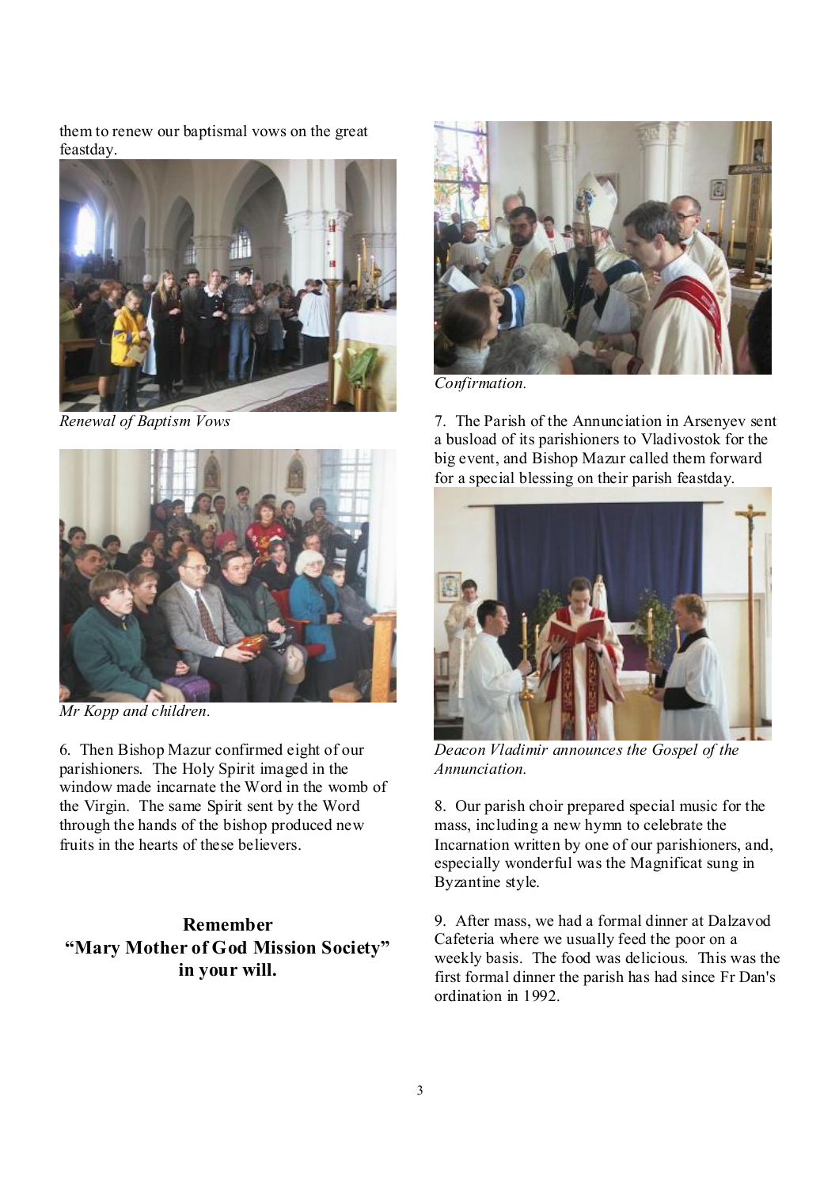them to renew our baptismal vows on the great feastday.

*Renewal of Baptism Vows*

*Mr Kopp and children.*

6. Then Bishop Mazur confirmed eight of our parishioners. The Holy Spirit imaged in the window made incarnate the Word in the womb of the Virgin. The same Spirit sent by the Word through the hands of the bishop produced new fruits in the hearts of these believers.

**Remember**
**"Mary Mother of God Mission Society"**
**in your will.**

*Confirmation.*

7. The Parish of the Annunciation in Arsenyev sent a busload of its parishioners to Vladivostok for the big event, and Bishop Mazur called them forward for a special blessing on their parish feastday.

*Deacon Vladimir announces the Gospel of the Annunciation.*

8. Our parish choir prepared special music for the mass, including a new hymn to celebrate the Incarnation written by one of our parishioners, and, especially wonderful was the Magnificat sung in Byzantine style.

9. After mass, we had a formal dinner at Dalzavod Cafeteria where we usually feed the poor on a weekly basis. The food was delicious. This was the first formal dinner the parish has had since Fr Dan's ordination in 1992.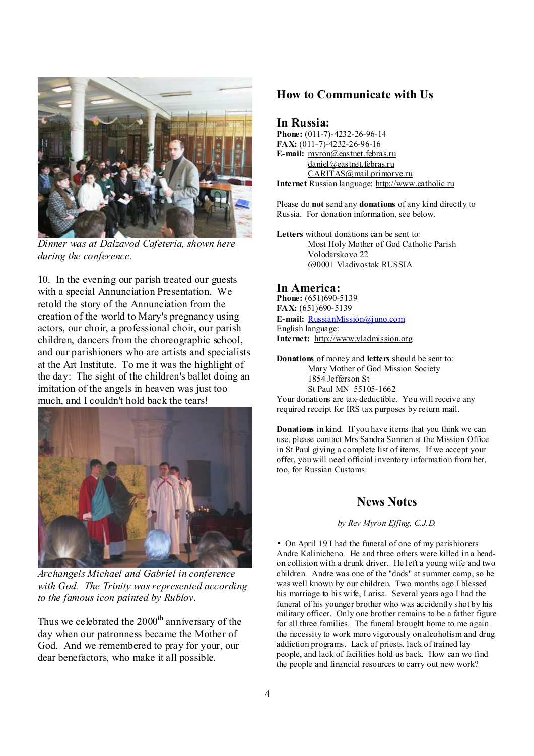*Dinner was at Dalzavod Cafeteria, shown here during the conference.*

10. In the evening our parish treated our guests with a special Annunciation Presentation. We retold the story of the Annunciation from the creation of the world to Mary's pregnancy using actors, our choir, a professional choir, our parish children, dancers from the choreographic school, and our parishioners who are artists and specialists at the Art Institute. To me it was the highlight of the day: The sight of the children's ballet doing an imitation of the angels in heaven was just too much, and I couldn't hold back the tears!

*Archangels Michael and Gabriel in conference with God. The Trinity was represented according to the famous icon painted by Rublov.*

Thus we celebrated the 2000th anniversary of the day when our patronness became the Mother of God. And we remembered to pray for your, our dear benefactors, who make it all possible.

## How to Communicate with Us

### In Russia:

**Phone:** (011-7)-4232-26-96-14
**FAX:** (011-7)-4232-26-96-16
**E-mail:** myron@eastnet.febras.ru
daniel@eastnet.febras.ru
CARITAS@mail.primorye.ru
**Internet** Russian language: http://www.catholic.ru

Please do **not** send any **donations** of any kind directly to Russia. For donation information, see below.

**Letters** without donations can be sent to:
Most Holy Mother of God Catholic Parish
Volodarskovo 22
690001 Vladivostok RUSSIA

### In America:

**Phone:** (651)690-5139
**FAX:** (651)690-5139
**E-mail:** RussianMission@juno.com
English language:
**Internet:** http://www.vladmission.org

**Donations** of money and **letters** should be sent to:
Mary Mother of God Mission Society
1854 Jefferson St
St Paul MN 55105-1662
Your donations are tax-deductible. You will receive any required receipt for IRS tax purposes by return mail.

**Donations** in kind. If you have items that you think we can use, please contact Mrs Sandra Sonnen at the Mission Office in St Paul giving a complete list of items. If we accept your offer, you will need official inventory information from her, too, for Russian Customs.

## News Notes

*by Rev Myron Effing, C.J.D.*

• On April 19 I had the funeral of one of my parishioners Andre Kalinicheno. He and three others were killed in a head-on collision with a drunk driver. He left a young wife and two children. Andre was one of the "dads" at summer camp, so he was well known by our children. Two months ago I blessed his marriage to his wife, Larisa. Several years ago I had the funeral of his younger brother who was accidently shot by his military officer. Only one brother remains to be a father figure for all three families. The funeral brought home to me again the necessity to work more vigorously on alcoholism and drug addiction programs. Lack of priests, lack of trained lay people, and lack of facilities hold us back. How can we find the people and financial resources to carry out new work?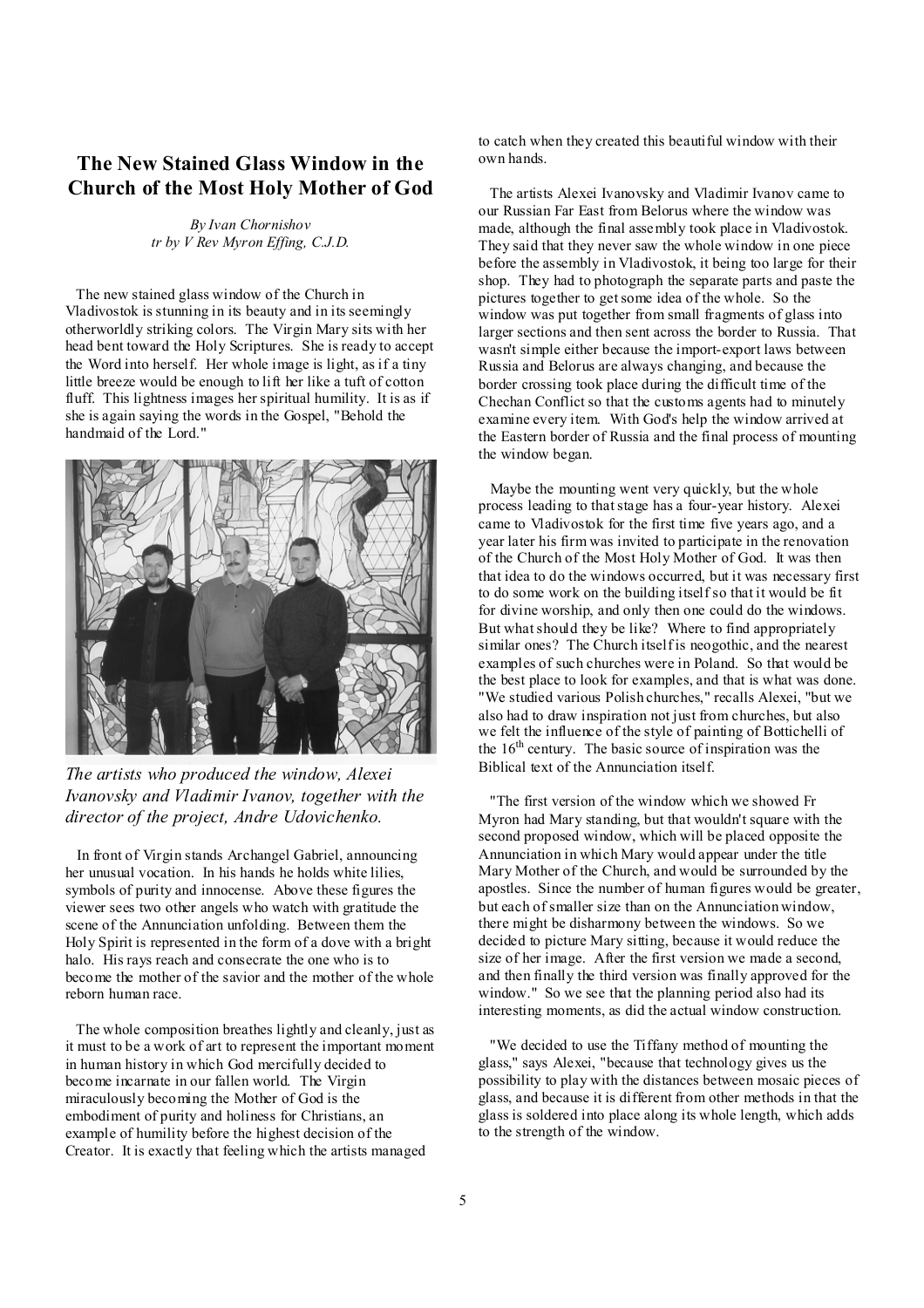# The New Stained Glass Window in the Church of the Most Holy Mother of God

*By Ivan Chornishov*
*tr by V Rev Myron Effing, C.J.D.*

The new stained glass window of the Church in Vladivostok is stunning in its beauty and in its seemingly otherworldly striking colors. The Virgin Mary sits with her head bent toward the Holy Scriptures. She is ready to accept the Word into herself. Her whole image is light, as if a tiny little breeze would be enough to lift her like a tuft of cotton fluff. This lightness images her spiritual humility. It is as if she is again saying the words in the Gospel, "Behold the handmaid of the Lord."

*The artists who produced the window, Alexei Ivanovsky and Vladimir Ivanov, together with the director of the project, Andre Udovichenko.*

In front of Virgin stands Archangel Gabriel, announcing her unusual vocation. In his hands he holds white lilies, symbols of purity and innocense. Above these figures the viewer sees two other angels who watch with gratitude the scene of the Annunciation unfolding. Between them the Holy Spirit is represented in the form of a dove with a bright halo. His rays reach and consecrate the one who is to become the mother of the savior and the mother of the whole reborn human race.

The whole composition breathes lightly and cleanly, just as it must to be a work of art to represent the important moment in human history in which God mercifully decided to become incarnate in our fallen world. The Virgin miraculously becoming the Mother of God is the embodiment of purity and holiness for Christians, an example of humility before the highest decision of the Creator. It is exactly that feeling which the artists managed to catch when they created this beautiful window with their own hands.

The artists Alexei Ivanovsky and Vladimir Ivanov came to our Russian Far East from Belorus where the window was made, although the final assembly took place in Vladivostok. They said that they never saw the whole window in one piece before the assembly in Vladivostok, it being too large for their shop. They had to photograph the separate parts and paste the pictures together to get some idea of the whole. So the window was put together from small fragments of glass into larger sections and then sent across the border to Russia. That wasn't simple either because the import-export laws between Russia and Belorus are always changing, and because the border crossing took place during the difficult time of the Chechan Conflict so that the customs agents had to minutely examine every item. With God's help the window arrived at the Eastern border of Russia and the final process of mounting the window began.

Maybe the mounting went very quickly, but the whole process leading to that stage has a four-year history. Alexei came to Vladivostok for the first time five years ago, and a year later his firm was invited to participate in the renovation of the Church of the Most Holy Mother of God. It was then that idea to do the windows occurred, but it was necessary first to do some work on the building itself so that it would be fit for divine worship, and only then one could do the windows. But what should they be like? Where to find appropriately similar ones? The Church itself is neogothic, and the nearest examples of such churches were in Poland. So that would be the best place to look for examples, and that is what was done. "We studied various Polish churches," recalls Alexei, "but we also had to draw inspiration not just from churches, but also we felt the influence of the style of painting of Botticelli of the 16th century. The basic source of inspiration was the Biblical text of the Annunciation itself.

"The first version of the window which we showed Fr Myron had Mary standing, but that wouldn't square with the second proposed window, which will be placed opposite the Annunciation in which Mary would appear under the title Mary Mother of the Church, and would be surrounded by the apostles. Since the number of human figures would be greater, but each of smaller size than on the Annunciation window, there might be disharmony between the windows. So we decided to picture Mary sitting, because it would reduce the size of her image. After the first version we made a second, and then finally the third version was finally approved for the window." So we see that the planning period also had its interesting moments, as did the actual window construction.

"We decided to use the Tiffany method of mounting the glass," says Alexei, "because that technology gives us the possibility to play with the distances between mosaic pieces of glass, and because it is different from other methods in that the glass is soldered into place along its whole length, which adds to the strength of the window.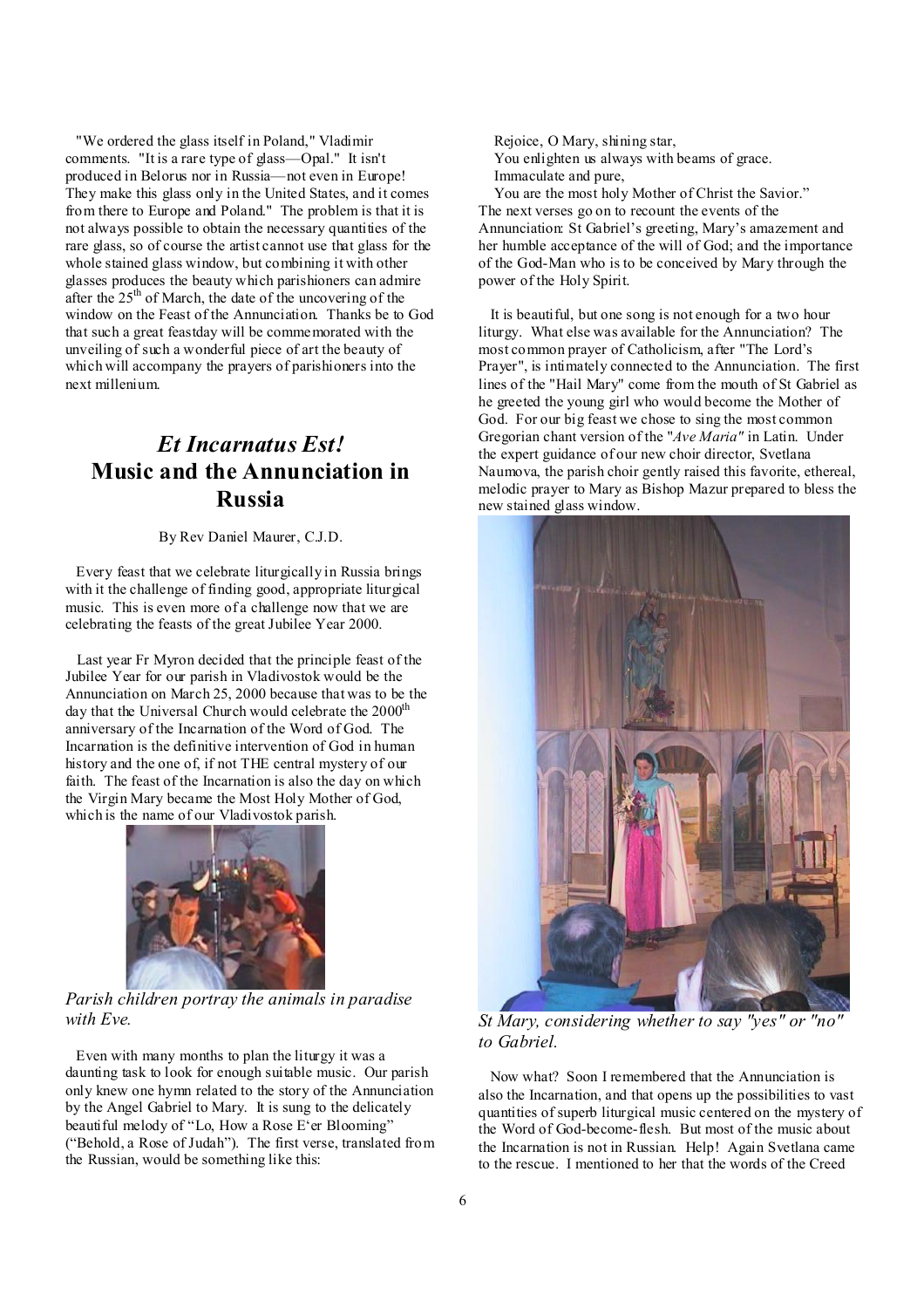"We ordered the glass itself in Poland," Vladimir comments. "It is a rare type of glass—Opal." It isn't produced in Belorus nor in Russia—not even in Europe! They make this glass only in the United States, and it comes from there to Europe and Poland." The problem is that it is not always possible to obtain the necessary quantities of the rare glass, so of course the artist cannot use that glass for the whole stained glass window, but combining it with other glasses produces the beauty which parishioners can admire after the 25th of March, the date of the uncovering of the window on the Feast of the Annunciation. Thanks be to God that such a great feastday will be commemorated with the unveiling of such a wonderful piece of art the beauty of which will accompany the prayers of parishioners into the next millenium.

# *Et Incarnatus Est!* Music and the Annunciation in Russia

By Rev Daniel Maurer, C.J.D.

Every feast that we celebrate liturgically in Russia brings with it the challenge of finding good, appropriate liturgical music. This is even more of a challenge now that we are celebrating the feasts of the great Jubilee Year 2000.

Last year Fr Myron decided that the principle feast of the Jubilee Year for our parish in Vladivostok would be the Annunciation on March 25, 2000 because that was to be the day that the Universal Church would celebrate the 2000th anniversary of the Incarnation of the Word of God. The Incarnation is the definitive intervention of God in human history and the one of, if not THE central mystery of our faith. The feast of the Incarnation is also the day on which the Virgin Mary became the Most Holy Mother of God, which is the name of our Vladivostok parish.

*Parish children portray the animals in paradise with Eve.*

Even with many months to plan the liturgy it was a daunting task to look for enough suitable music. Our parish only knew one hymn related to the story of the Annunciation by the Angel Gabriel to Mary. It is sung to the delicately beautiful melody of "Lo, How a Rose E'er Blooming" ("Behold, a Rose of Judah"). The first verse, translated from the Russian, would be something like this:

Rejoice, O Mary, shining star,
You enlighten us always with beams of grace.
Immaculate and pure,
You are the most holy Mother of Christ the Savior."

The next verses go on to recount the events of the Annunciation: St Gabriel's greeting, Mary's amazement and her humble acceptance of the will of God; and the importance of the God-Man who is to be conceived by Mary through the power of the Holy Spirit.

It is beautiful, but one song is not enough for a two hour liturgy. What else was available for the Annunciation? The most common prayer of Catholicism, after "The Lord's Prayer", is intimately connected to the Annunciation. The first lines of the "Hail Mary" come from the mouth of St Gabriel as he greeted the young girl who would become the Mother of God. For our big feast we chose to sing the most common Gregorian chant version of the "*Ave Maria*" in Latin. Under the expert guidance of our new choir director, Svetlana Naumova, the parish choir gently raised this favorite, ethereal, melodic prayer to Mary as Bishop Mazur prepared to bless the new stained glass window.

*St Mary, considering whether to say "yes" or "no" to Gabriel.*

Now what? Soon I remembered that the Annunciation is also the Incarnation, and that opens up the possibilities to vast quantities of superb liturgical music centered on the mystery of the Word of God-become-flesh. But most of the music about the Incarnation is not in Russian. Help! Again Svetlana came to the rescue. I mentioned to her that the words of the Creed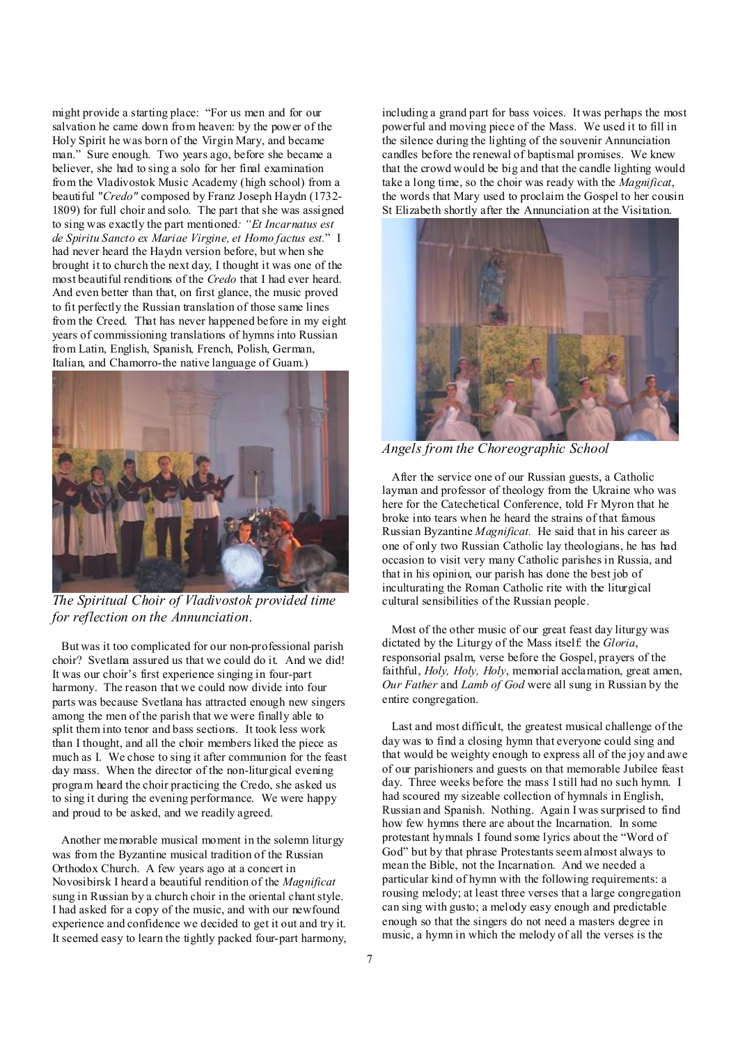might provide a starting place: "For us men and for our salvation he came down from heaven: by the power of the Holy Spirit he was born of the Virgin Mary, and became man." Sure enough. Two years ago, before she became a believer, she had to sing a solo for her final examination from the Vladivostok Music Academy (high school) from a beautiful "*Credo"* composed by Franz Joseph Haydn (1732-1809) for full choir and solo. The part that she was assigned to sing was exactly the part mentioned*: "Et Incarnatus est de Spiritu Sancto ex Mariae Virgine, et Homo factus est*." I had never heard the Haydn version before, but when she brought it to church the next day, I thought it was one of the most beautiful renditions of the *Credo* that I had ever heard. And even better than that, on first glance, the music proved to fit perfectly the Russian translation of those same lines from the Creed. That has never happened before in my eight years of commissioning translations of hymns into Russian from Latin, English, Spanish, French, Polish, German, Italian, and Chamorro-the native language of Guam.)

*The Spiritual Choir of Vladivostok provided time for reflection on the Annunciation.*

But was it too complicated for our non-professional parish choir? Svetlana assured us that we could do it. And we did! It was our choir's first experience singing in four-part harmony. The reason that we could now divide into four parts was because Svetlana has attracted enough new singers among the men of the parish that we were finally able to split them into tenor and bass sections. It took less work than I thought, and all the choir members liked the piece as much as I. We chose to sing it after communion for the feast day mass. When the director of the non-liturgical evening program heard the choir practicing the Credo, she asked us to sing it during the evening performance. We were happy and proud to be asked, and we readily agreed.

Another memorable musical moment in the solemn liturgy was from the Byzantine musical tradition of the Russian Orthodox Church. A few years ago at a concert in Novosibirsk I heard a beautiful rendition of the *Magnificat* sung in Russian by a church choir in the oriental chant style. I had asked for a copy of the music, and with our newfound experience and confidence we decided to get it out and try it. It seemed easy to learn the tightly packed four-part harmony, including a grand part for bass voices. It was perhaps the most powerful and moving piece of the Mass. We used it to fill in the silence during the lighting of the souvenir Annunciation candles before the renewal of baptismal promises. We knew that the crowd would be big and that the candle lighting would take a long time, so the choir was ready with the *Magnificat*, the words that Mary used to proclaim the Gospel to her cousin St Elizabeth shortly after the Annunciation at the Visitation.

*Angels from the Choreographic School*

After the service one of our Russian guests, a Catholic layman and professor of theology from the Ukraine who was here for the Catechetical Conference, told Fr Myron that he broke into tears when he heard the strains of that famous Russian Byzantine *Magnificat.* He said that in his career as one of only two Russian Catholic lay theologians, he has had occasion to visit very many Catholic parishes in Russia, and that in his opinion, our parish has done the best job of inculturating the Roman Catholic rite with the liturgical cultural sensibilities of the Russian people.

Most of the other music of our great feast day liturgy was dictated by the Liturgy of the Mass itself: the *Gloria*, responsorial psalm, verse before the Gospel, prayers of the faithful, *Holy, Holy, Holy*, memorial acclamation, great amen, *Our Father* and *Lamb of God* were all sung in Russian by the entire congregation.

Last and most difficult, the greatest musical challenge of the day was to find a closing hymn that everyone could sing and that would be weighty enough to express all of the joy and awe of our parishioners and guests on that memorable Jubilee feast day. Three weeks before the mass I still had no such hymn. I had scoured my sizeable collection of hymnals in English, Russian and Spanish. Nothing. Again I was surprised to find how few hymns there are about the Incarnation. In some protestant hymnals I found some lyrics about the "Word of God" but by that phrase Protestants seem almost always to mean the Bible, not the Incarnation. And we needed a particular kind of hymn with the following requirements: a rousing melody; at least three verses that a large congregation can sing with gusto; a melody easy enough and predictable enough so that the singers do not need a masters degree in music, a hymn in which the melody of all the verses is the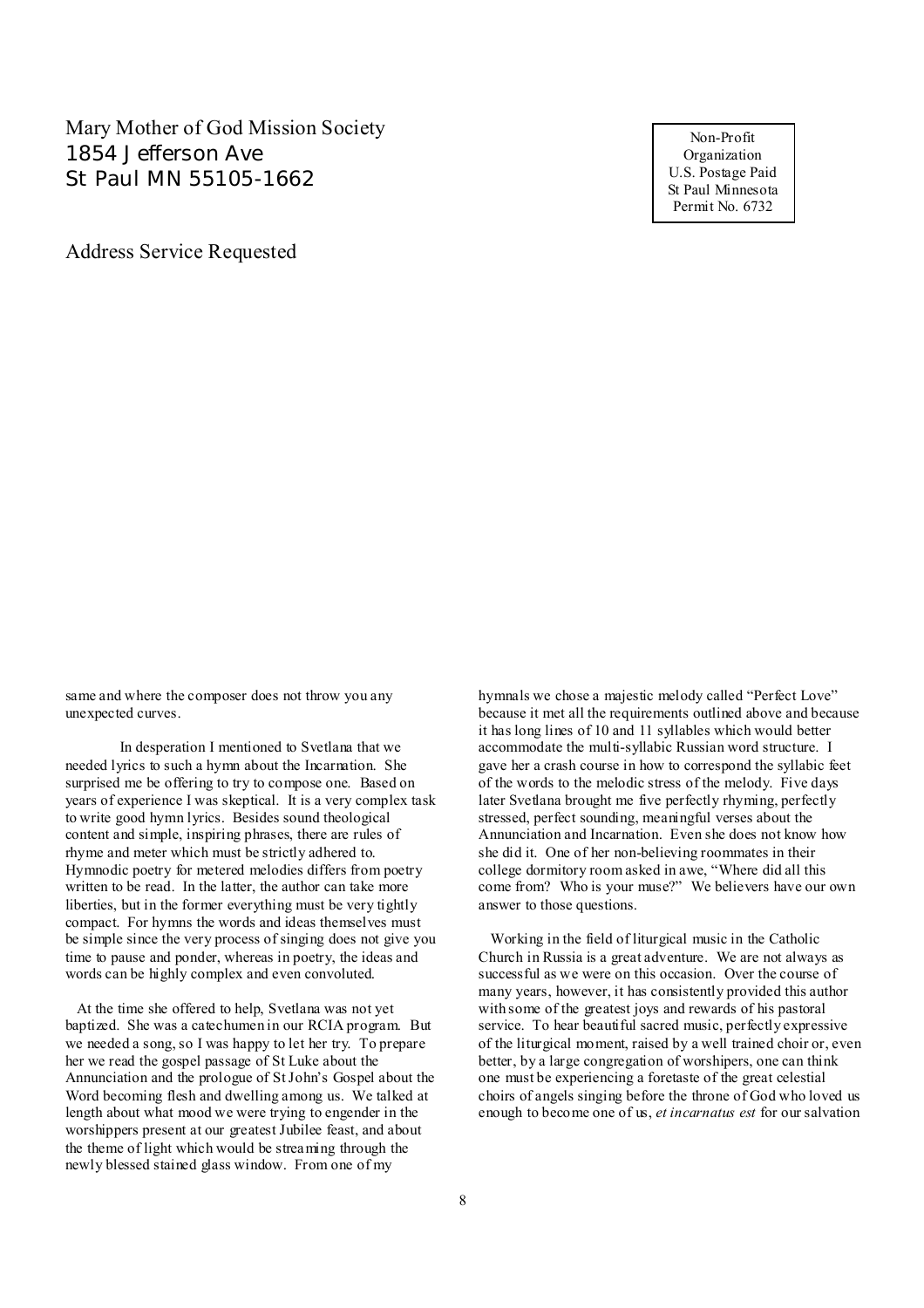Mary Mother of God Mission Society
1854 Jefferson Ave
St Paul MN 55105-1662

Non-Profit
Organization
U.S. Postage Paid
St Paul Minnesota
Permit No. 6732

Address Service Requested

same and where the composer does not throw you any unexpected curves.

In desperation I mentioned to Svetlana that we needed lyrics to such a hymn about the Incarnation. She surprised me be offering to try to compose one. Based on years of experience I was skeptical. It is a very complex task to write good hymn lyrics. Besides sound theological content and simple, inspiring phrases, there are rules of rhyme and meter which must be strictly adhered to. Hymnodic poetry for metered melodies differs from poetry written to be read. In the latter, the author can take more liberties, but in the former everything must be very tightly compact. For hymns the words and ideas themselves must be simple since the very process of singing does not give you time to pause and ponder, whereas in poetry, the ideas and words can be highly complex and even convoluted.

At the time she offered to help, Svetlana was not yet baptized. She was a catechumen in our RCIA program. But we needed a song, so I was happy to let her try. To prepare her we read the gospel passage of St Luke about the Annunciation and the prologue of St John's Gospel about the Word becoming flesh and dwelling among us. We talked at length about what mood we were trying to engender in the worshippers present at our greatest Jubilee feast, and about the theme of light which would be streaming through the newly blessed stained glass window. From one of my hymnals we chose a majestic melody called "Perfect Love" because it met all the requirements outlined above and because it has long lines of 10 and 11 syllables which would better accommodate the multi-syllabic Russian word structure. I gave her a crash course in how to correspond the syllabic feet of the words to the melodic stress of the melody. Five days later Svetlana brought me five perfectly rhyming, perfectly stressed, perfect sounding, meaningful verses about the Annunciation and Incarnation. Even she does not know how she did it. One of her non-believing roommates in their college dormitory room asked in awe, "Where did all this come from? Who is your muse?" We believers have our own answer to those questions.

Working in the field of liturgical music in the Catholic Church in Russia is a great adventure. We are not always as successful as we were on this occasion. Over the course of many years, however, it has consistently provided this author with some of the greatest joys and rewards of his pastoral service. To hear beautiful sacred music, perfectly expressive of the liturgical moment, raised by a well trained choir or, even better, by a large congregation of worshipers, one can think one must be experiencing a foretaste of the great celestial choirs of angels singing before the throne of God who loved us enough to become one of us, *et incarnatus est* for our salvation